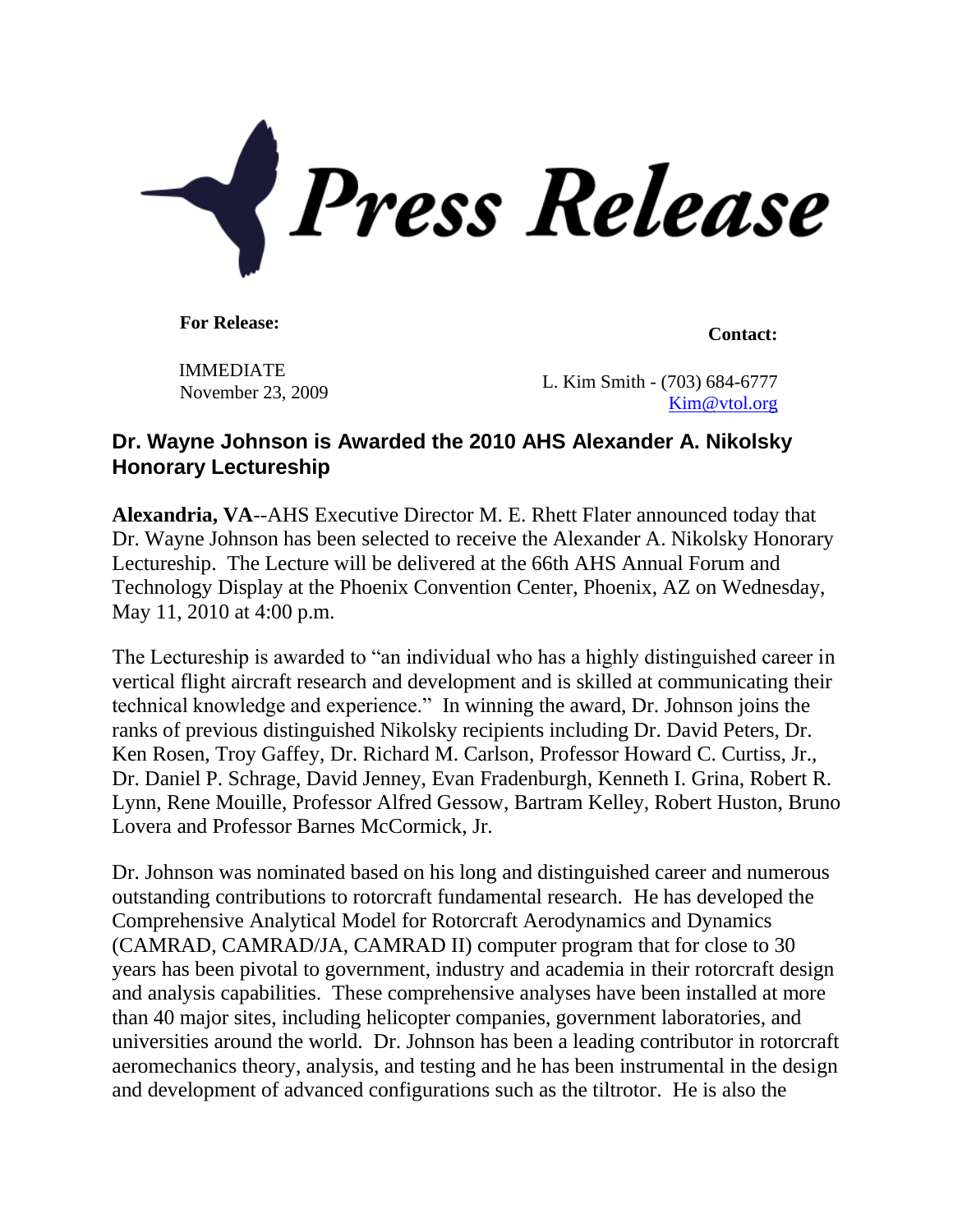# Press Release

**For Release:**

IMMEDIATE
November 23, 2009

**Contact:**

L. Kim Smith - (703) 684-6777
Kim@vtol.org

## Dr. Wayne Johnson is Awarded the 2010 AHS Alexander A. Nikolsky Honorary Lectureship

**Alexandria, VA**--AHS Executive Director M. E. Rhett Flater announced today that Dr. Wayne Johnson has been selected to receive the Alexander A. Nikolsky Honorary Lectureship. The Lecture will be delivered at the 66th AHS Annual Forum and Technology Display at the Phoenix Convention Center, Phoenix, AZ on Wednesday, May 11, 2010 at 4:00 p.m.

The Lectureship is awarded to "an individual who has a highly distinguished career in vertical flight aircraft research and development and is skilled at communicating their technical knowledge and experience." In winning the award, Dr. Johnson joins the ranks of previous distinguished Nikolsky recipients including Dr. David Peters, Dr. Ken Rosen, Troy Gaffey, Dr. Richard M. Carlson, Professor Howard C. Curtiss, Jr., Dr. Daniel P. Schrage, David Jenney, Evan Fradenburgh, Kenneth I. Grina, Robert R. Lynn, Rene Mouille, Professor Alfred Gessow, Bartram Kelley, Robert Huston, Bruno Lovera and Professor Barnes McCormick, Jr.

Dr. Johnson was nominated based on his long and distinguished career and numerous outstanding contributions to rotorcraft fundamental research. He has developed the Comprehensive Analytical Model for Rotorcraft Aerodynamics and Dynamics (CAMRAD, CAMRAD/JA, CAMRAD II) computer program that for close to 30 years has been pivotal to government, industry and academia in their rotorcraft design and analysis capabilities. These comprehensive analyses have been installed at more than 40 major sites, including helicopter companies, government laboratories, and universities around the world. Dr. Johnson has been a leading contributor in rotorcraft aeromechanics theory, analysis, and testing and he has been instrumental in the design and development of advanced configurations such as the tiltrotor. He is also the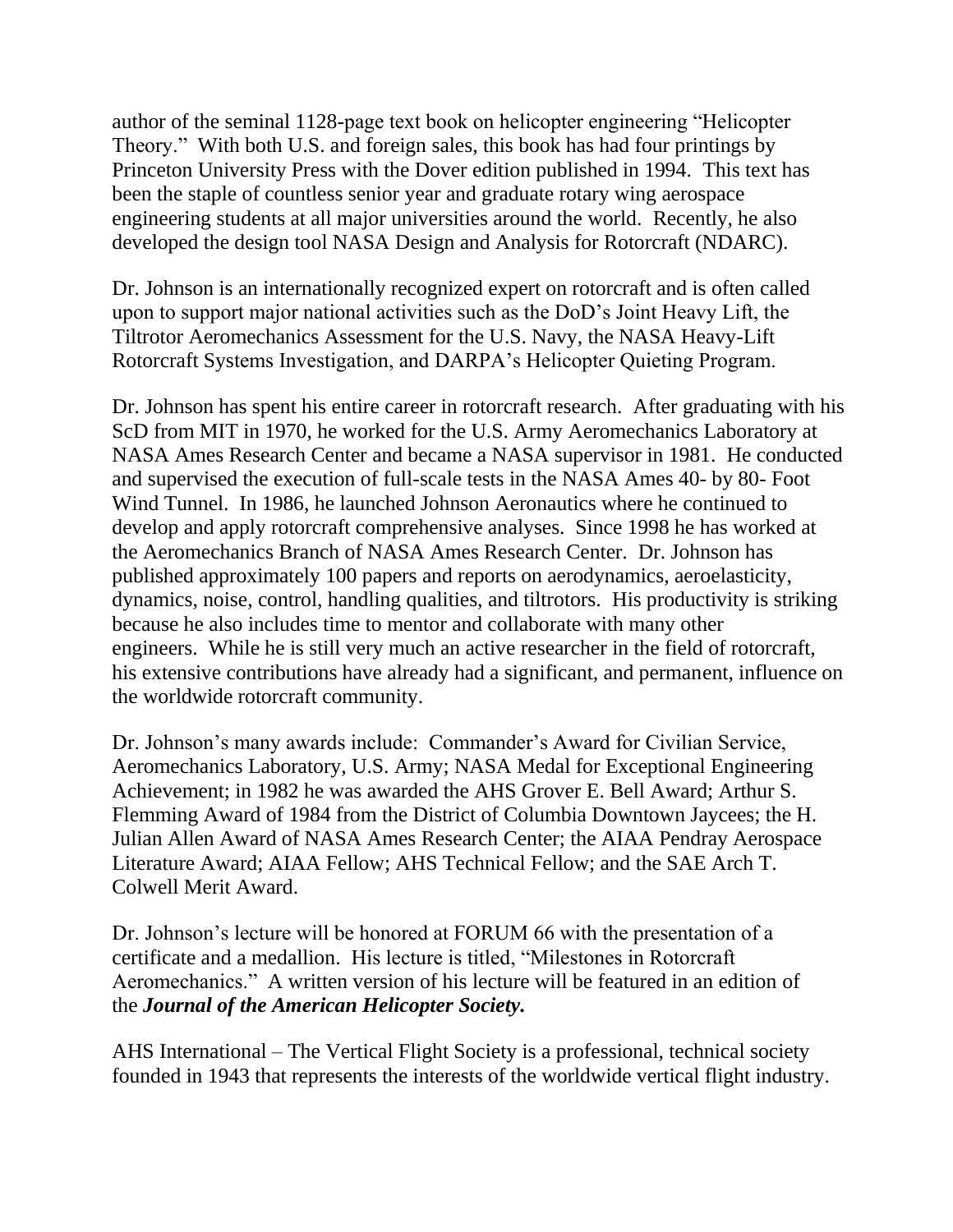author of the seminal 1128-page text book on helicopter engineering “Helicopter Theory.” With both U.S. and foreign sales, this book has had four printings by Princeton University Press with the Dover edition published in 1994. This text has been the staple of countless senior year and graduate rotary wing aerospace engineering students at all major universities around the world. Recently, he also developed the design tool NASA Design and Analysis for Rotorcraft (NDARC).

Dr. Johnson is an internationally recognized expert on rotorcraft and is often called upon to support major national activities such as the DoD’s Joint Heavy Lift, the Tiltrotor Aeromechanics Assessment for the U.S. Navy, the NASA Heavy-Lift Rotorcraft Systems Investigation, and DARPA’s Helicopter Quieting Program.

Dr. Johnson has spent his entire career in rotorcraft research. After graduating with his ScD from MIT in 1970, he worked for the U.S. Army Aeromechanics Laboratory at NASA Ames Research Center and became a NASA supervisor in 1981. He conducted and supervised the execution of full-scale tests in the NASA Ames 40- by 80- Foot Wind Tunnel. In 1986, he launched Johnson Aeronautics where he continued to develop and apply rotorcraft comprehensive analyses. Since 1998 he has worked at the Aeromechanics Branch of NASA Ames Research Center. Dr. Johnson has published approximately 100 papers and reports on aerodynamics, aeroelasticity, dynamics, noise, control, handling qualities, and tiltrotors. His productivity is striking because he also includes time to mentor and collaborate with many other engineers. While he is still very much an active researcher in the field of rotorcraft, his extensive contributions have already had a significant, and permanent, influence on the worldwide rotorcraft community.

Dr. Johnson’s many awards include: Commander’s Award for Civilian Service, Aeromechanics Laboratory, U.S. Army; NASA Medal for Exceptional Engineering Achievement; in 1982 he was awarded the AHS Grover E. Bell Award; Arthur S. Flemming Award of 1984 from the District of Columbia Downtown Jaycees; the H. Julian Allen Award of NASA Ames Research Center; the AIAA Pendray Aerospace Literature Award; AIAA Fellow; AHS Technical Fellow; and the SAE Arch T. Colwell Merit Award.

Dr. Johnson’s lecture will be honored at FORUM 66 with the presentation of a certificate and a medallion. His lecture is titled, “Milestones in Rotorcraft Aeromechanics.” A written version of his lecture will be featured in an edition of the ***Journal of the American Helicopter Society.***

AHS International – The Vertical Flight Society is a professional, technical society founded in 1943 that represents the interests of the worldwide vertical flight industry.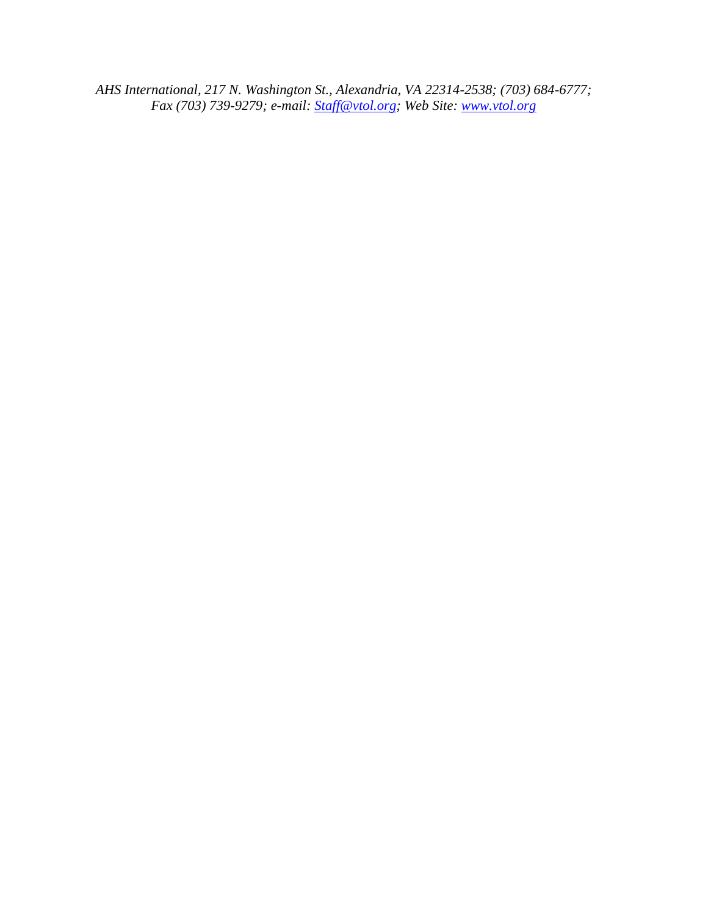*AHS International, 217 N. Washington St., Alexandria, VA 22314-2538; (703) 684-6777; Fax (703) 739-9279; e-mail: [Staff@vtol.org](mailto:Staff@vtol.org); Web Site: [www.vtol.org](http://www.vtol.org)*